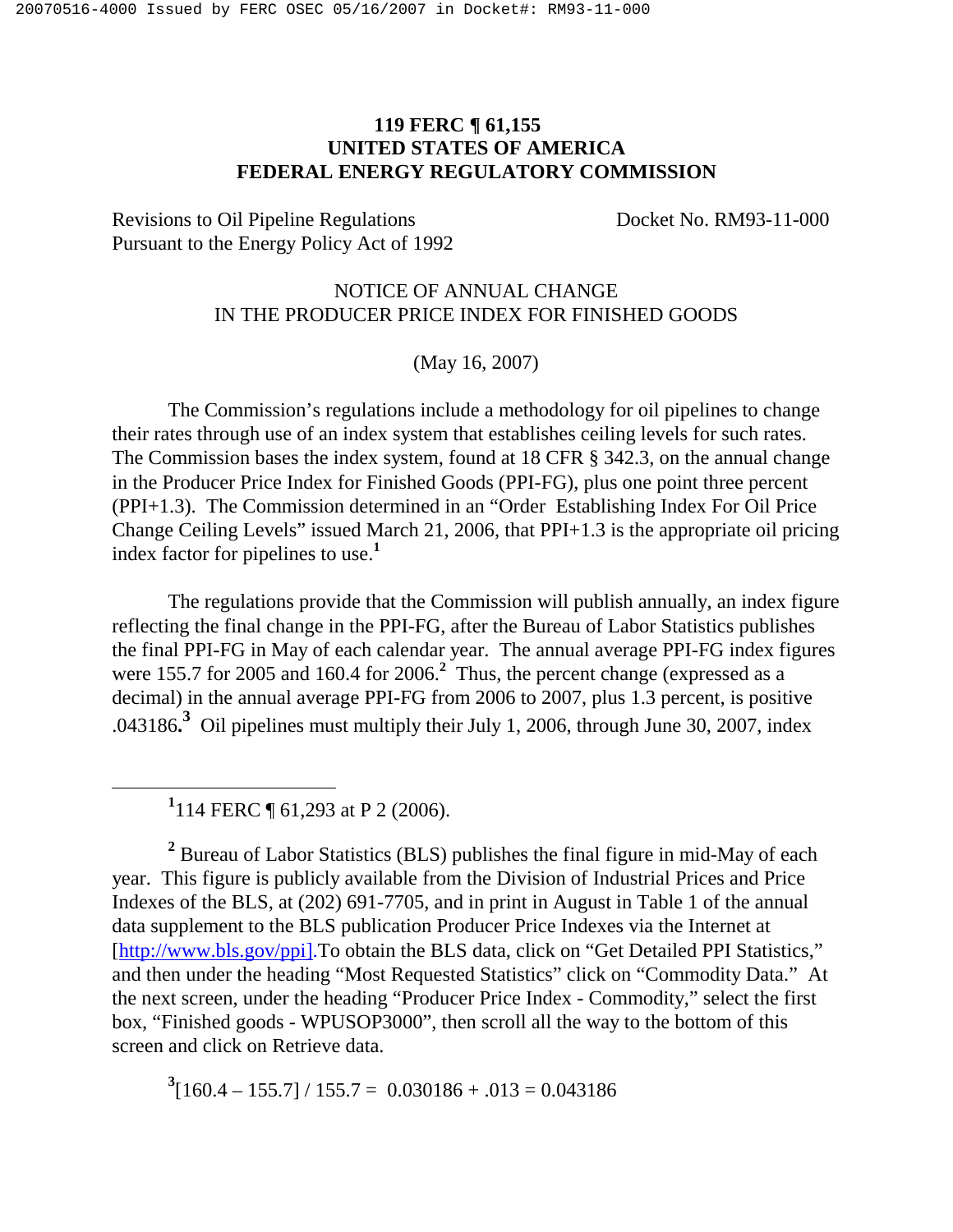**119 FERC ¶ 61,155**
**UNITED STATES OF AMERICA**
**FEDERAL ENERGY REGULATORY COMMISSION**

Revisions to Oil Pipeline Regulations Pursuant to the Energy Policy Act of 1992

Docket No. RM93-11-000

NOTICE OF ANNUAL CHANGE
IN THE PRODUCER PRICE INDEX FOR FINISHED GOODS

(May 16, 2007)

The Commission's regulations include a methodology for oil pipelines to change their rates through use of an index system that establishes ceiling levels for such rates. The Commission bases the index system, found at 18 CFR § 342.3, on the annual change in the Producer Price Index for Finished Goods (PPI-FG), plus one point three percent (PPI+1.3). The Commission determined in an "Order Establishing Index For Oil Price Change Ceiling Levels" issued March 21, 2006, that PPI+1.3 is the appropriate oil pricing index factor for pipelines to use.[1]

The regulations provide that the Commission will publish annually, an index figure reflecting the final change in the PPI-FG, after the Bureau of Labor Statistics publishes the final PPI-FG in May of each calendar year. The annual average PPI-FG index figures were 155.7 for 2005 and 160.4 for 2006.[2] Thus, the percent change (expressed as a decimal) in the annual average PPI-FG from 2006 to 2007, plus 1.3 percent, is positive .043186.[3] Oil pipelines must multiply their July 1, 2006, through June 30, 2007, index

---

[1] 114 FERC ¶ 61,293 at P 2 (2006).

[2] Bureau of Labor Statistics (BLS) publishes the final figure in mid-May of each year. This figure is publicly available from the Division of Industrial Prices and Price Indexes of the BLS, at (202) 691-7705, and in print in August in Table 1 of the annual data supplement to the BLS publication Producer Price Indexes via the Internet at [http://www.bls.gov/ppi].To obtain the BLS data, click on "Get Detailed PPI Statistics," and then under the heading "Most Requested Statistics" click on "Commodity Data." At the next screen, under the heading "Producer Price Index - Commodity," select the first box, "Finished goods - WPUSOP3000", then scroll all the way to the bottom of this screen and click on Retrieve data.

[3] $[160.4 - 155.7] / 155.7 = 0.030186 + .013 = 0.043186$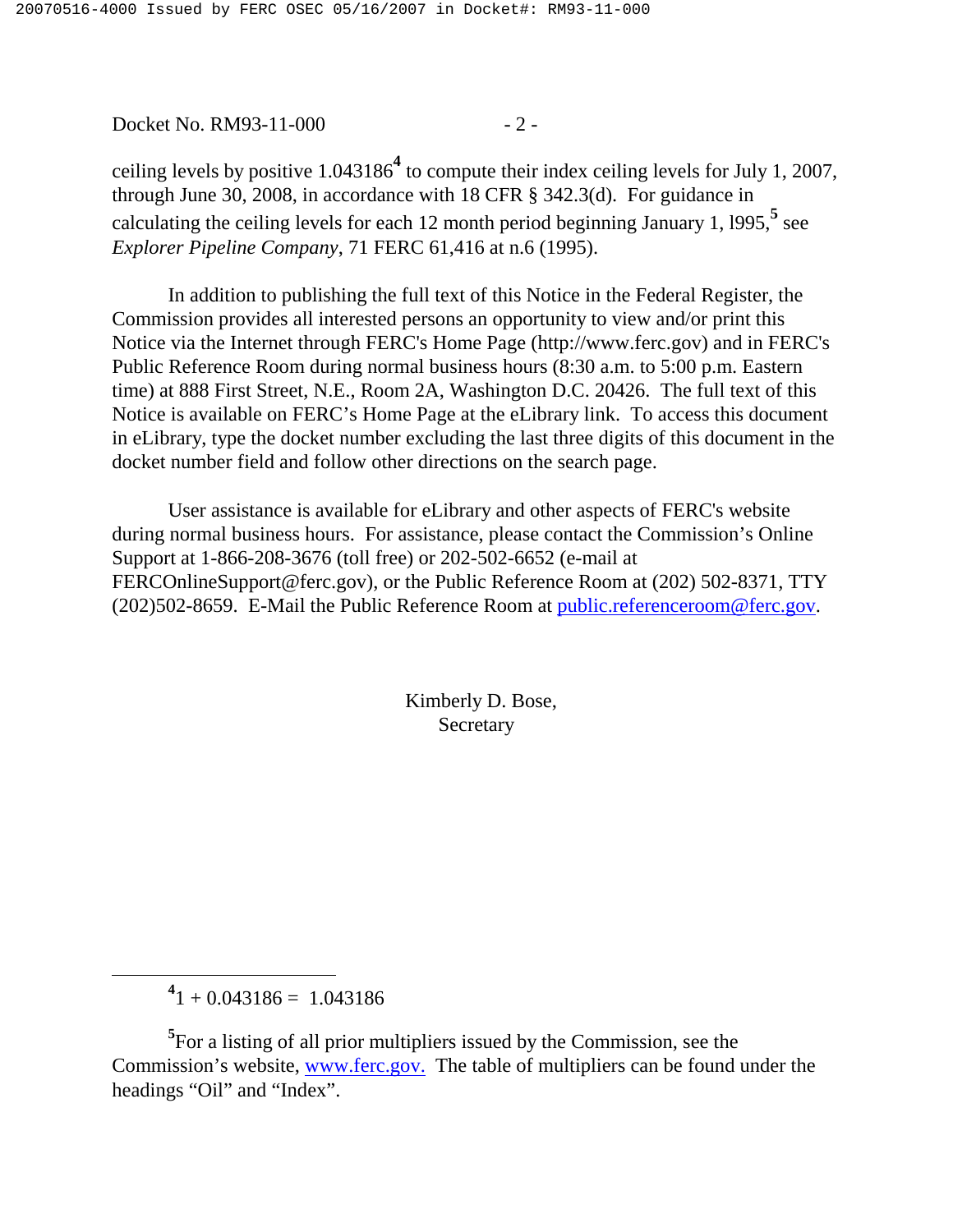ceiling levels by positive 1.043186[4] to compute their index ceiling levels for July 1, 2007, through June 30, 2008, in accordance with 18 CFR § 342.3(d). For guidance in calculating the ceiling levels for each 12 month period beginning January 1, l995,[5] see *Explorer Pipeline Company*, 71 FERC 61,416 at n.6 (1995).

In addition to publishing the full text of this Notice in the Federal Register, the Commission provides all interested persons an opportunity to view and/or print this Notice via the Internet through FERC's Home Page (http://www.ferc.gov) and in FERC's Public Reference Room during normal business hours (8:30 a.m. to 5:00 p.m. Eastern time) at 888 First Street, N.E., Room 2A, Washington D.C. 20426. The full text of this Notice is available on FERC's Home Page at the eLibrary link. To access this document in eLibrary, type the docket number excluding the last three digits of this document in the docket number field and follow other directions on the search page.

User assistance is available for eLibrary and other aspects of FERC's website during normal business hours. For assistance, please contact the Commission's Online Support at 1-866-208-3676 (toll free) or 202-502-6652 (e-mail at FERCOnlineSupport@ferc.gov), or the Public Reference Room at (202) 502-8371, TTY (202)502-8659. E-Mail the Public Reference Room at public.referenceroom@ferc.gov.

Kimberly D. Bose,
Secretary

---

[4] 1 + 0.043186 = 1.043186

[5] For a listing of all prior multipliers issued by the Commission, see the Commission's website, www.ferc.gov. The table of multipliers can be found under the headings "Oil" and "Index".